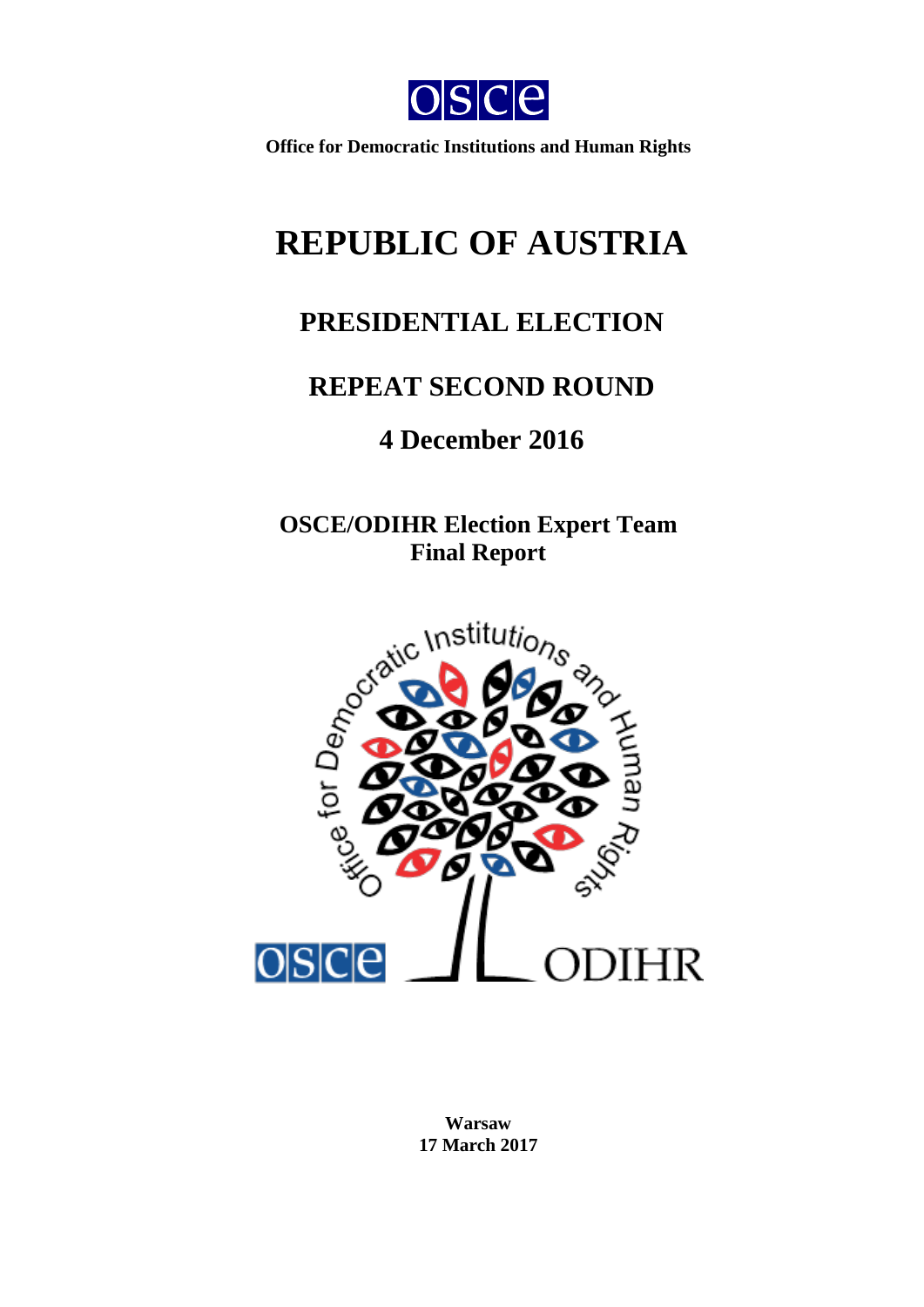OSCE

**Office for Democratic Institutions and Human Rights**

# REPUBLIC OF AUSTRIA

## PRESIDENTIAL ELECTION

## REPEAT SECOND ROUND

## 4 December 2016

**OSCE/ODIHR Election Expert Team**
**Final Report**

**Warsaw**
**17 March 2017**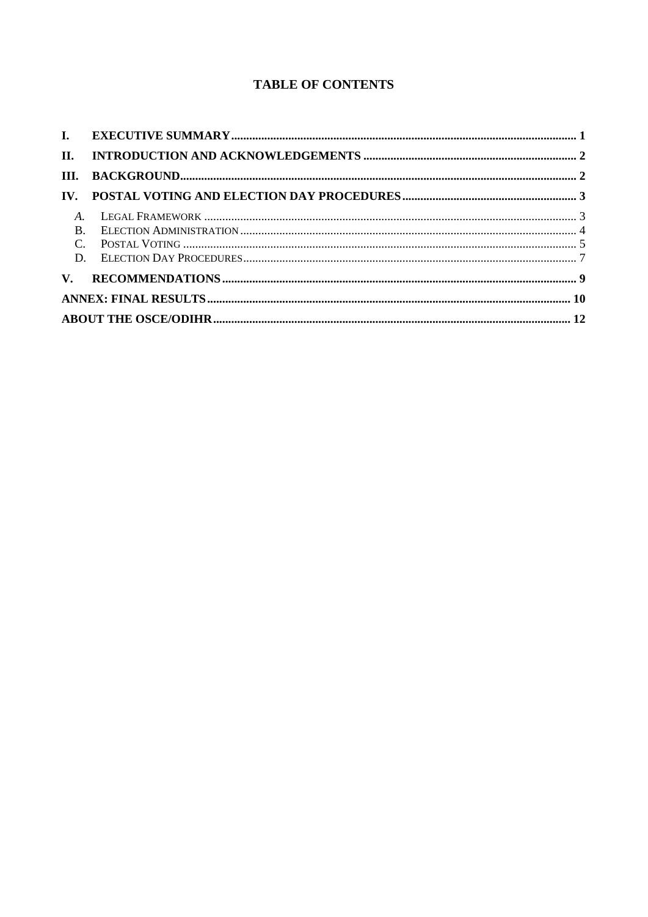# TABLE OF CONTENTS

I. EXECUTIVE SUMMARY ..... 1

II. INTRODUCTION AND ACKNOWLEDGEMENTS ..... 2

III. BACKGROUND ..... 2

IV. POSTAL VOTING AND ELECTION DAY PROCEDURES ..... 3

- *A.* LEGAL FRAMEWORK ..... 3
- B. ELECTION ADMINISTRATION ..... 4
- C. POSTAL VOTING ..... 5
- D. ELECTION DAY PROCEDURES ..... 7

V. RECOMMENDATIONS ..... 9

ANNEX: FINAL RESULTS ..... 10

ABOUT THE OSCE/ODIHR ..... 12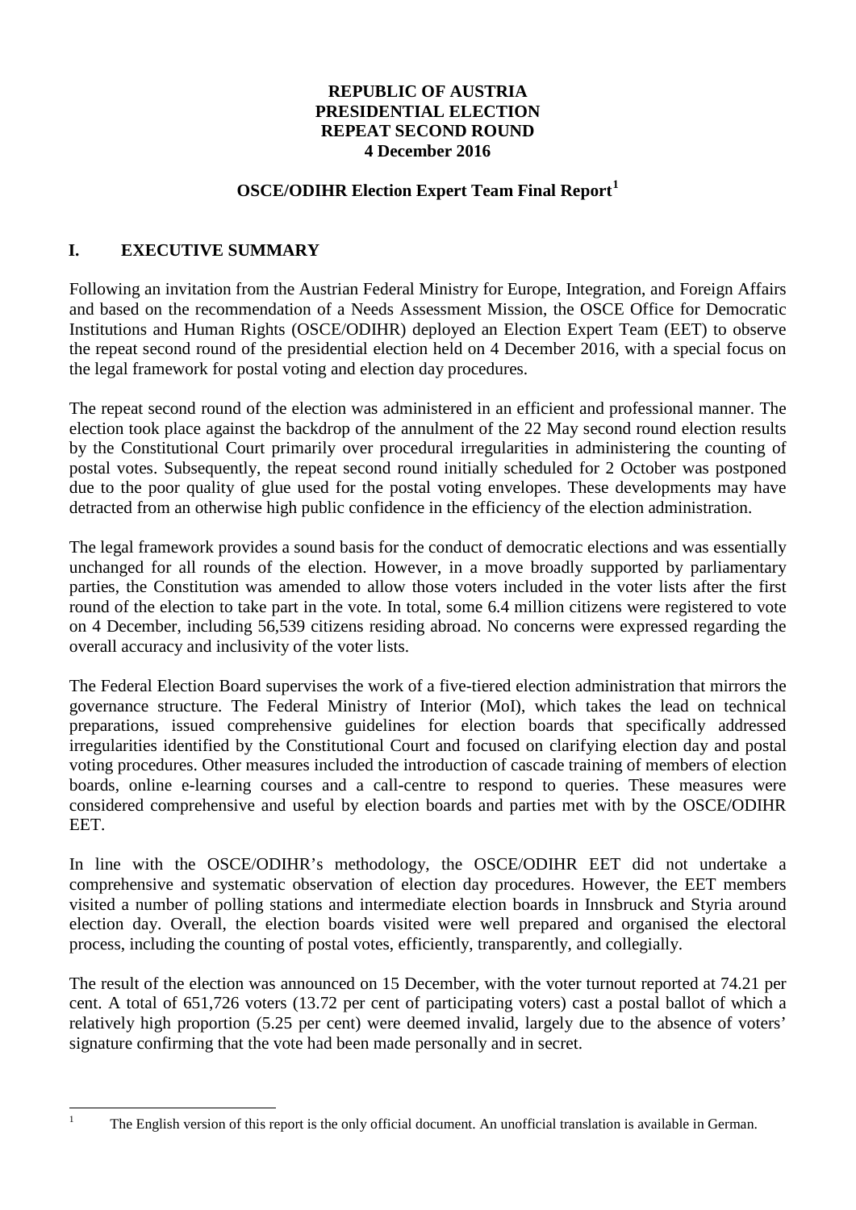**REPUBLIC OF AUSTRIA**
**PRESIDENTIAL ELECTION**
**REPEAT SECOND ROUND**
**4 December 2016**

**OSCE/ODIHR Election Expert Team Final Report[1]**

## I. EXECUTIVE SUMMARY

Following an invitation from the Austrian Federal Ministry for Europe, Integration, and Foreign Affairs and based on the recommendation of a Needs Assessment Mission, the OSCE Office for Democratic Institutions and Human Rights (OSCE/ODIHR) deployed an Election Expert Team (EET) to observe the repeat second round of the presidential election held on 4 December 2016, with a special focus on the legal framework for postal voting and election day procedures.

The repeat second round of the election was administered in an efficient and professional manner. The election took place against the backdrop of the annulment of the 22 May second round election results by the Constitutional Court primarily over procedural irregularities in administering the counting of postal votes. Subsequently, the repeat second round initially scheduled for 2 October was postponed due to the poor quality of glue used for the postal voting envelopes. These developments may have detracted from an otherwise high public confidence in the efficiency of the election administration.

The legal framework provides a sound basis for the conduct of democratic elections and was essentially unchanged for all rounds of the election. However, in a move broadly supported by parliamentary parties, the Constitution was amended to allow those voters included in the voter lists after the first round of the election to take part in the vote. In total, some 6.4 million citizens were registered to vote on 4 December, including 56,539 citizens residing abroad. No concerns were expressed regarding the overall accuracy and inclusivity of the voter lists.

The Federal Election Board supervises the work of a five-tiered election administration that mirrors the governance structure. The Federal Ministry of Interior (MoI), which takes the lead on technical preparations, issued comprehensive guidelines for election boards that specifically addressed irregularities identified by the Constitutional Court and focused on clarifying election day and postal voting procedures. Other measures included the introduction of cascade training of members of election boards, online e-learning courses and a call-centre to respond to queries. These measures were considered comprehensive and useful by election boards and parties met with by the OSCE/ODIHR EET.

In line with the OSCE/ODIHR's methodology, the OSCE/ODIHR EET did not undertake a comprehensive and systematic observation of election day procedures. However, the EET members visited a number of polling stations and intermediate election boards in Innsbruck and Styria around election day. Overall, the election boards visited were well prepared and organised the electoral process, including the counting of postal votes, efficiently, transparently, and collegially.

The result of the election was announced on 15 December, with the voter turnout reported at 74.21 per cent. A total of 651,726 voters (13.72 per cent of participating voters) cast a postal ballot of which a relatively high proportion (5.25 per cent) were deemed invalid, largely due to the absence of voters' signature confirming that the vote had been made personally and in secret.

---

[1] The English version of this report is the only official document. An unofficial translation is available in German.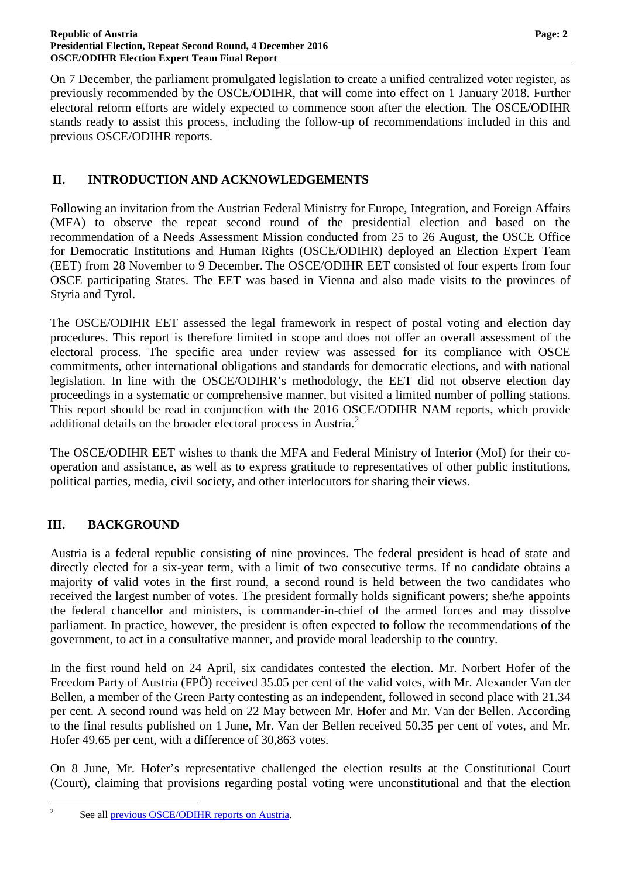On 7 December, the parliament promulgated legislation to create a unified centralized voter register, as previously recommended by the OSCE/ODIHR, that will come into effect on 1 January 2018. Further electoral reform efforts are widely expected to commence soon after the election. The OSCE/ODIHR stands ready to assist this process, including the follow-up of recommendations included in this and previous OSCE/ODIHR reports.

## II. INTRODUCTION AND ACKNOWLEDGEMENTS

Following an invitation from the Austrian Federal Ministry for Europe, Integration, and Foreign Affairs (MFA) to observe the repeat second round of the presidential election and based on the recommendation of a Needs Assessment Mission conducted from 25 to 26 August, the OSCE Office for Democratic Institutions and Human Rights (OSCE/ODIHR) deployed an Election Expert Team (EET) from 28 November to 9 December. The OSCE/ODIHR EET consisted of four experts from four OSCE participating States. The EET was based in Vienna and also made visits to the provinces of Styria and Tyrol.

The OSCE/ODIHR EET assessed the legal framework in respect of postal voting and election day procedures. This report is therefore limited in scope and does not offer an overall assessment of the electoral process. The specific area under review was assessed for its compliance with OSCE commitments, other international obligations and standards for democratic elections, and with national legislation. In line with the OSCE/ODIHR's methodology, the EET did not observe election day proceedings in a systematic or comprehensive manner, but visited a limited number of polling stations. This report should be read in conjunction with the 2016 OSCE/ODIHR NAM reports, which provide additional details on the broader electoral process in Austria.[2]

The OSCE/ODIHR EET wishes to thank the MFA and Federal Ministry of Interior (MoI) for their co-operation and assistance, as well as to express gratitude to representatives of other public institutions, political parties, media, civil society, and other interlocutors for sharing their views.

## III. BACKGROUND

Austria is a federal republic consisting of nine provinces. The federal president is head of state and directly elected for a six-year term, with a limit of two consecutive terms. If no candidate obtains a majority of valid votes in the first round, a second round is held between the two candidates who received the largest number of votes. The president formally holds significant powers; she/he appoints the federal chancellor and ministers, is commander-in-chief of the armed forces and may dissolve parliament. In practice, however, the president is often expected to follow the recommendations of the government, to act in a consultative manner, and provide moral leadership to the country.

In the first round held on 24 April, six candidates contested the election. Mr. Norbert Hofer of the Freedom Party of Austria (FPÖ) received 35.05 per cent of the valid votes, with Mr. Alexander Van der Bellen, a member of the Green Party contesting as an independent, followed in second place with 21.34 per cent. A second round was held on 22 May between Mr. Hofer and Mr. Van der Bellen. According to the final results published on 1 June, Mr. Van der Bellen received 50.35 per cent of votes, and Mr. Hofer 49.65 per cent, with a difference of 30,863 votes.

On 8 June, Mr. Hofer's representative challenged the election results at the Constitutional Court (Court), claiming that provisions regarding postal voting were unconstitutional and that the election

---

[2] See all previous OSCE/ODIHR reports on Austria.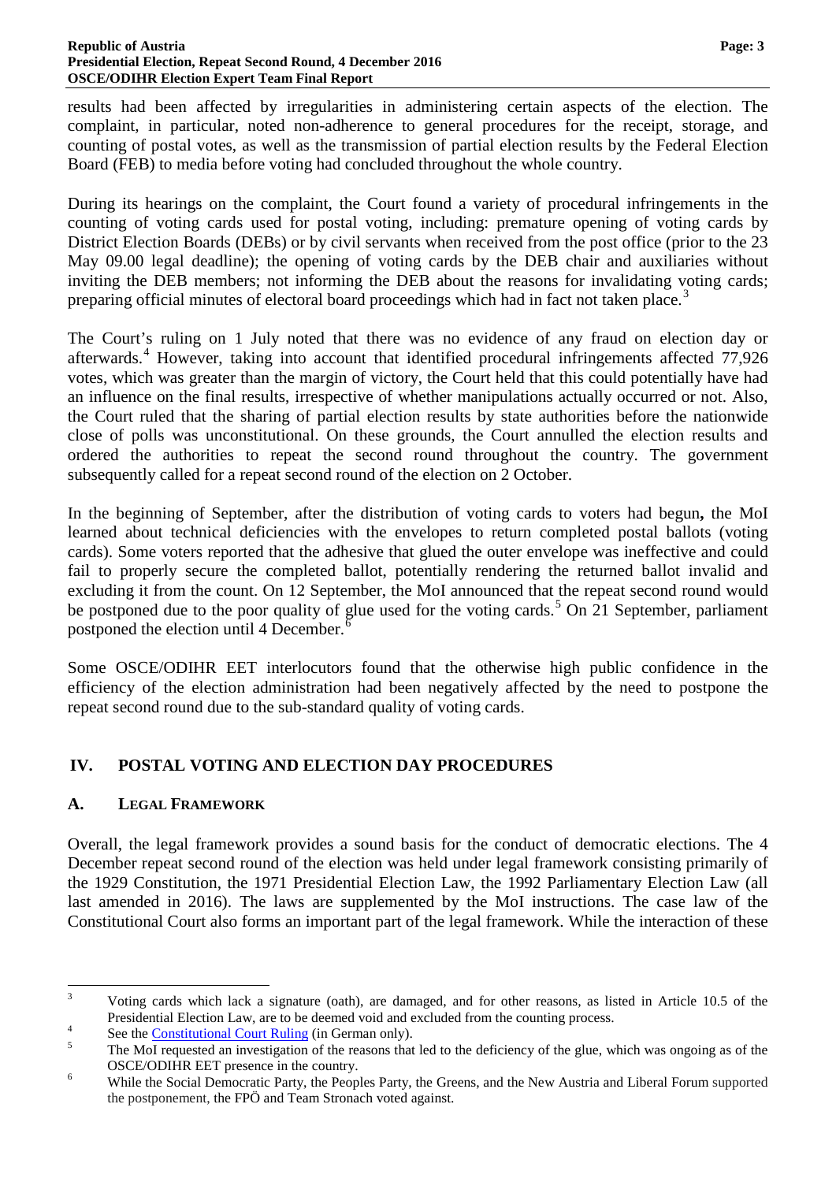results had been affected by irregularities in administering certain aspects of the election. The complaint, in particular, noted non-adherence to general procedures for the receipt, storage, and counting of postal votes, as well as the transmission of partial election results by the Federal Election Board (FEB) to media before voting had concluded throughout the whole country.

During its hearings on the complaint, the Court found a variety of procedural infringements in the counting of voting cards used for postal voting, including: premature opening of voting cards by District Election Boards (DEBs) or by civil servants when received from the post office (prior to the 23 May 09.00 legal deadline); the opening of voting cards by the DEB chair and auxiliaries without inviting the DEB members; not informing the DEB about the reasons for invalidating voting cards; preparing official minutes of electoral board proceedings which had in fact not taken place.[3]

The Court's ruling on 1 July noted that there was no evidence of any fraud on election day or afterwards.[4] However, taking into account that identified procedural infringements affected 77,926 votes, which was greater than the margin of victory, the Court held that this could potentially have had an influence on the final results, irrespective of whether manipulations actually occurred or not. Also, the Court ruled that the sharing of partial election results by state authorities before the nationwide close of polls was unconstitutional. On these grounds, the Court annulled the election results and ordered the authorities to repeat the second round throughout the country. The government subsequently called for a repeat second round of the election on 2 October.

In the beginning of September, after the distribution of voting cards to voters had begun**,** the MoI learned about technical deficiencies with the envelopes to return completed postal ballots (voting cards). Some voters reported that the adhesive that glued the outer envelope was ineffective and could fail to properly secure the completed ballot, potentially rendering the returned ballot invalid and excluding it from the count. On 12 September, the MoI announced that the repeat second round would be postponed due to the poor quality of glue used for the voting cards.[5] On 21 September, parliament postponed the election until 4 December.[6]

Some OSCE/ODIHR EET interlocutors found that the otherwise high public confidence in the efficiency of the election administration had been negatively affected by the need to postpone the repeat second round due to the sub-standard quality of voting cards.

## IV. POSTAL VOTING AND ELECTION DAY PROCEDURES

### A. Legal Framework

Overall, the legal framework provides a sound basis for the conduct of democratic elections. The 4 December repeat second round of the election was held under legal framework consisting primarily of the 1929 Constitution, the 1971 Presidential Election Law, the 1992 Parliamentary Election Law (all last amended in 2016). The laws are supplemented by the MoI instructions. The case law of the Constitutional Court also forms an important part of the legal framework. While the interaction of these

---

[3] Voting cards which lack a signature (oath), are damaged, and for other reasons, as listed in Article 10.5 of the Presidential Election Law, are to be deemed void and excluded from the counting process.

[4] See the Constitutional Court Ruling (in German only).

[5] The MoI requested an investigation of the reasons that led to the deficiency of the glue, which was ongoing as of the OSCE/ODIHR EET presence in the country.

[6] While the Social Democratic Party, the Peoples Party, the Greens, and the New Austria and Liberal Forum supported the postponement, the FPÖ and Team Stronach voted against.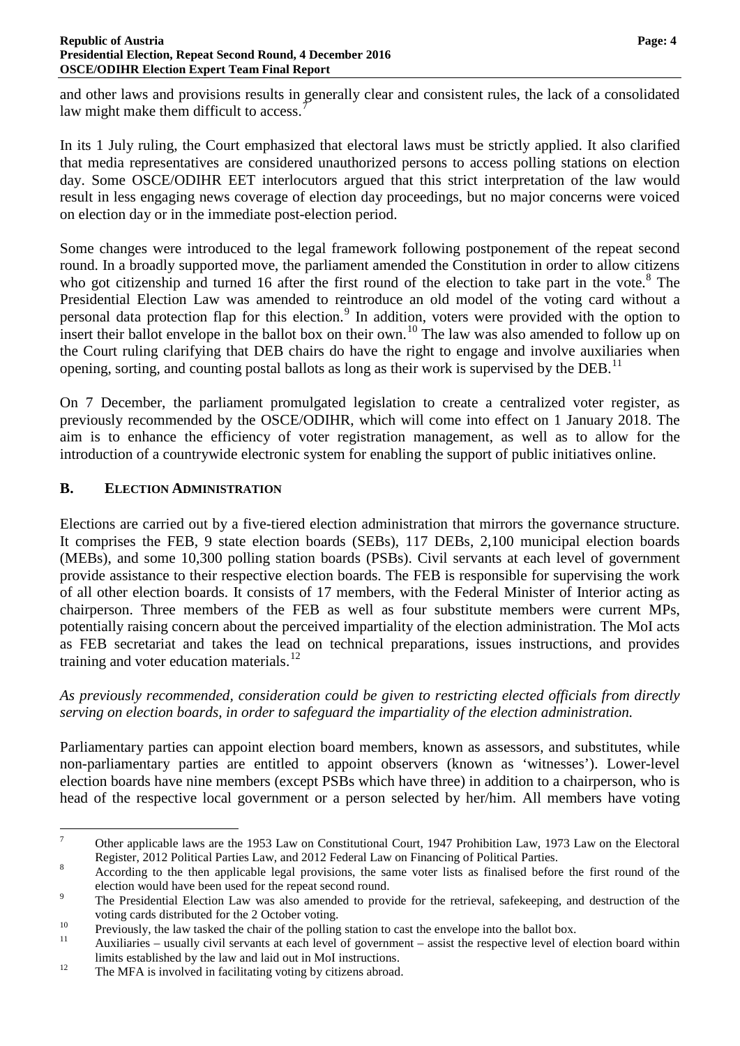and other laws and provisions results in generally clear and consistent rules, the lack of a consolidated law might make them difficult to access.[7]

In its 1 July ruling, the Court emphasized that electoral laws must be strictly applied. It also clarified that media representatives are considered unauthorized persons to access polling stations on election day. Some OSCE/ODIHR EET interlocutors argued that this strict interpretation of the law would result in less engaging news coverage of election day proceedings, but no major concerns were voiced on election day or in the immediate post-election period.

Some changes were introduced to the legal framework following postponement of the repeat second round. In a broadly supported move, the parliament amended the Constitution in order to allow citizens who got citizenship and turned 16 after the first round of the election to take part in the vote.[8] The Presidential Election Law was amended to reintroduce an old model of the voting card without a personal data protection flap for this election.[9] In addition, voters were provided with the option to insert their ballot envelope in the ballot box on their own.[10] The law was also amended to follow up on the Court ruling clarifying that DEB chairs do have the right to engage and involve auxiliaries when opening, sorting, and counting postal ballots as long as their work is supervised by the DEB.[11]

On 7 December, the parliament promulgated legislation to create a centralized voter register, as previously recommended by the OSCE/ODIHR, which will come into effect on 1 January 2018. The aim is to enhance the efficiency of voter registration management, as well as to allow for the introduction of a countrywide electronic system for enabling the support of public initiatives online.

## B. Election Administration

Elections are carried out by a five-tiered election administration that mirrors the governance structure. It comprises the FEB, 9 state election boards (SEBs), 117 DEBs, 2,100 municipal election boards (MEBs), and some 10,300 polling station boards (PSBs). Civil servants at each level of government provide assistance to their respective election boards. The FEB is responsible for supervising the work of all other election boards. It consists of 17 members, with the Federal Minister of Interior acting as chairperson. Three members of the FEB as well as four substitute members were current MPs, potentially raising concern about the perceived impartiality of the election administration. The MoI acts as FEB secretariat and takes the lead on technical preparations, issues instructions, and provides training and voter education materials.[12]

*As previously recommended, consideration could be given to restricting elected officials from directly serving on election boards, in order to safeguard the impartiality of the election administration.*

Parliamentary parties can appoint election board members, known as assessors, and substitutes, while non-parliamentary parties are entitled to appoint observers (known as 'witnesses'). Lower-level election boards have nine members (except PSBs which have three) in addition to a chairperson, who is head of the respective local government or a person selected by her/him. All members have voting

---

[7] Other applicable laws are the 1953 Law on Constitutional Court, 1947 Prohibition Law, 1973 Law on the Electoral Register, 2012 Political Parties Law, and 2012 Federal Law on Financing of Political Parties.

[8] According to the then applicable legal provisions, the same voter lists as finalised before the first round of the election would have been used for the repeat second round.

[9] The Presidential Election Law was also amended to provide for the retrieval, safekeeping, and destruction of the voting cards distributed for the 2 October voting.

[10] Previously, the law tasked the chair of the polling station to cast the envelope into the ballot box.

[11] Auxiliaries – usually civil servants at each level of government – assist the respective level of election board within limits established by the law and laid out in MoI instructions.

[12] The MFA is involved in facilitating voting by citizens abroad.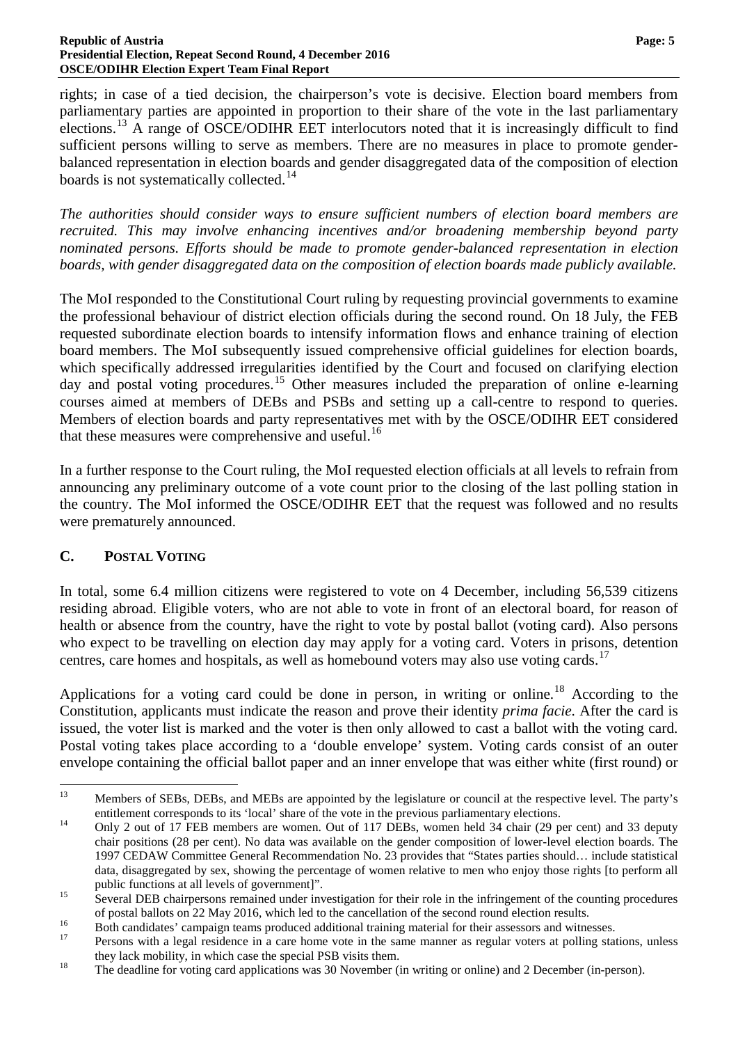rights; in case of a tied decision, the chairperson's vote is decisive. Election board members from parliamentary parties are appointed in proportion to their share of the vote in the last parliamentary elections.[13] A range of OSCE/ODIHR EET interlocutors noted that it is increasingly difficult to find sufficient persons willing to serve as members. There are no measures in place to promote gender-balanced representation in election boards and gender disaggregated data of the composition of election boards is not systematically collected.[14]

*The authorities should consider ways to ensure sufficient numbers of election board members are recruited. This may involve enhancing incentives and/or broadening membership beyond party nominated persons. Efforts should be made to promote gender-balanced representation in election boards, with gender disaggregated data on the composition of election boards made publicly available.*

The MoI responded to the Constitutional Court ruling by requesting provincial governments to examine the professional behaviour of district election officials during the second round. On 18 July, the FEB requested subordinate election boards to intensify information flows and enhance training of election board members. The MoI subsequently issued comprehensive official guidelines for election boards, which specifically addressed irregularities identified by the Court and focused on clarifying election day and postal voting procedures.[15] Other measures included the preparation of online e-learning courses aimed at members of DEBs and PSBs and setting up a call-centre to respond to queries. Members of election boards and party representatives met with by the OSCE/ODIHR EET considered that these measures were comprehensive and useful.[16]

In a further response to the Court ruling, the MoI requested election officials at all levels to refrain from announcing any preliminary outcome of a vote count prior to the closing of the last polling station in the country. The MoI informed the OSCE/ODIHR EET that the request was followed and no results were prematurely announced.

## C. POSTAL VOTING

In total, some 6.4 million citizens were registered to vote on 4 December, including 56,539 citizens residing abroad. Eligible voters, who are not able to vote in front of an electoral board, for reason of health or absence from the country, have the right to vote by postal ballot (voting card). Also persons who expect to be travelling on election day may apply for a voting card. Voters in prisons, detention centres, care homes and hospitals, as well as homebound voters may also use voting cards.[17]

Applications for a voting card could be done in person, in writing or online.[18] According to the Constitution, applicants must indicate the reason and prove their identity *prima facie*. After the card is issued, the voter list is marked and the voter is then only allowed to cast a ballot with the voting card. Postal voting takes place according to a 'double envelope' system. Voting cards consist of an outer envelope containing the official ballot paper and an inner envelope that was either white (first round) or

---

[13] Members of SEBs, DEBs, and MEBs are appointed by the legislature or council at the respective level. The party's entitlement corresponds to its 'local' share of the vote in the previous parliamentary elections.

[14] Only 2 out of 17 FEB members are women. Out of 117 DEBs, women held 34 chair (29 per cent) and 33 deputy chair positions (28 per cent). No data was available on the gender composition of lower-level election boards. The 1997 CEDAW Committee General Recommendation No. 23 provides that "States parties should… include statistical data, disaggregated by sex, showing the percentage of women relative to men who enjoy those rights [to perform all public functions at all levels of government]".

[15] Several DEB chairpersons remained under investigation for their role in the infringement of the counting procedures of postal ballots on 22 May 2016, which led to the cancellation of the second round election results.

[16] Both candidates' campaign teams produced additional training material for their assessors and witnesses.

[17] Persons with a legal residence in a care home vote in the same manner as regular voters at polling stations, unless they lack mobility, in which case the special PSB visits them.

[18] The deadline for voting card applications was 30 November (in writing or online) and 2 December (in-person).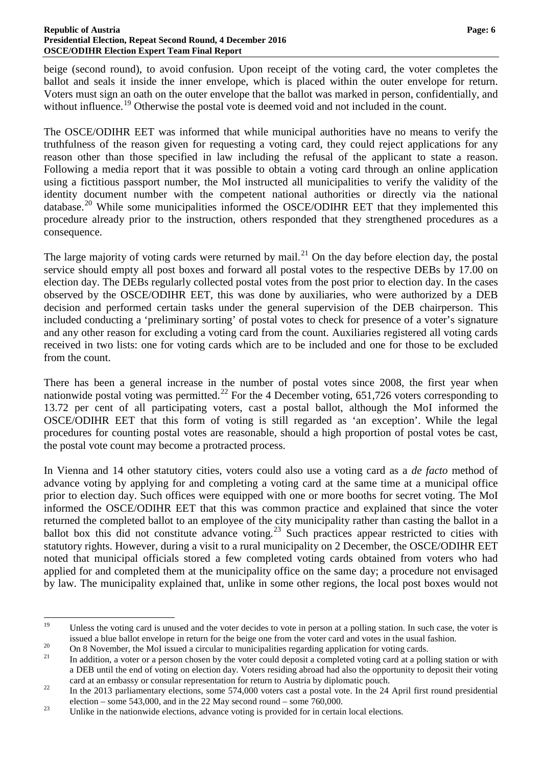beige (second round), to avoid confusion. Upon receipt of the voting card, the voter completes the ballot and seals it inside the inner envelope, which is placed within the outer envelope for return. Voters must sign an oath on the outer envelope that the ballot was marked in person, confidentially, and without influence.[19] Otherwise the postal vote is deemed void and not included in the count.

The OSCE/ODIHR EET was informed that while municipal authorities have no means to verify the truthfulness of the reason given for requesting a voting card, they could reject applications for any reason other than those specified in law including the refusal of the applicant to state a reason. Following a media report that it was possible to obtain a voting card through an online application using a fictitious passport number, the MoI instructed all municipalities to verify the validity of the identity document number with the competent national authorities or directly via the national database.[20] While some municipalities informed the OSCE/ODIHR EET that they implemented this procedure already prior to the instruction, others responded that they strengthened procedures as a consequence.

The large majority of voting cards were returned by mail.[21] On the day before election day, the postal service should empty all post boxes and forward all postal votes to the respective DEBs by 17.00 on election day. The DEBs regularly collected postal votes from the post prior to election day. In the cases observed by the OSCE/ODIHR EET, this was done by auxiliaries, who were authorized by a DEB decision and performed certain tasks under the general supervision of the DEB chairperson. This included conducting a 'preliminary sorting' of postal votes to check for presence of a voter's signature and any other reason for excluding a voting card from the count. Auxiliaries registered all voting cards received in two lists: one for voting cards which are to be included and one for those to be excluded from the count.

There has been a general increase in the number of postal votes since 2008, the first year when nationwide postal voting was permitted.[22] For the 4 December voting, 651,726 voters corresponding to 13.72 per cent of all participating voters, cast a postal ballot, although the MoI informed the OSCE/ODIHR EET that this form of voting is still regarded as 'an exception'. While the legal procedures for counting postal votes are reasonable, should a high proportion of postal votes be cast, the postal vote count may become a protracted process.

In Vienna and 14 other statutory cities, voters could also use a voting card as a *de facto* method of advance voting by applying for and completing a voting card at the same time at a municipal office prior to election day. Such offices were equipped with one or more booths for secret voting. The MoI informed the OSCE/ODIHR EET that this was common practice and explained that since the voter returned the completed ballot to an employee of the city municipality rather than casting the ballot in a ballot box this did not constitute advance voting.[23] Such practices appear restricted to cities with statutory rights. However, during a visit to a rural municipality on 2 December, the OSCE/ODIHR EET noted that municipal officials stored a few completed voting cards obtained from voters who had applied for and completed them at the municipality office on the same day; a procedure not envisaged by law. The municipality explained that, unlike in some other regions, the local post boxes would not

---

[19] Unless the voting card is unused and the voter decides to vote in person at a polling station. In such case, the voter is issued a blue ballot envelope in return for the beige one from the voter card and votes in the usual fashion.

[20] On 8 November, the MoI issued a circular to municipalities regarding application for voting cards.

[21] In addition, a voter or a person chosen by the voter could deposit a completed voting card at a polling station or with a DEB until the end of voting on election day. Voters residing abroad had also the opportunity to deposit their voting card at an embassy or consular representation for return to Austria by diplomatic pouch.

[22] In the 2013 parliamentary elections, some 574,000 voters cast a postal vote. In the 24 April first round presidential election – some 543,000, and in the 22 May second round – some 760,000.

[23] Unlike in the nationwide elections, advance voting is provided for in certain local elections.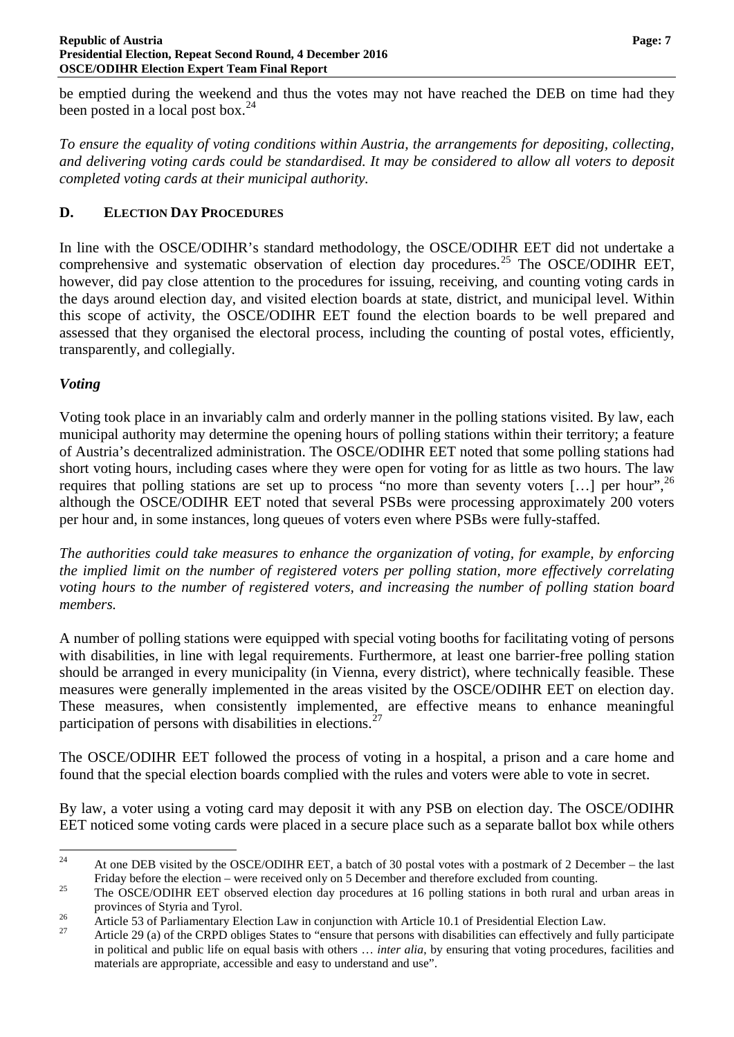be emptied during the weekend and thus the votes may not have reached the DEB on time had they been posted in a local post box.[24]

*To ensure the equality of voting conditions within Austria, the arrangements for depositing, collecting, and delivering voting cards could be standardised. It may be considered to allow all voters to deposit completed voting cards at their municipal authority.*

## D. ELECTION DAY PROCEDURES

In line with the OSCE/ODIHR's standard methodology, the OSCE/ODIHR EET did not undertake a comprehensive and systematic observation of election day procedures.[25] The OSCE/ODIHR EET, however, did pay close attention to the procedures for issuing, receiving, and counting voting cards in the days around election day, and visited election boards at state, district, and municipal level. Within this scope of activity, the OSCE/ODIHR EET found the election boards to be well prepared and assessed that they organised the electoral process, including the counting of postal votes, efficiently, transparently, and collegially.

### *Voting*

Voting took place in an invariably calm and orderly manner in the polling stations visited. By law, each municipal authority may determine the opening hours of polling stations within their territory; a feature of Austria's decentralized administration. The OSCE/ODIHR EET noted that some polling stations had short voting hours, including cases where they were open for voting for as little as two hours. The law requires that polling stations are set up to process "no more than seventy voters […] per hour",[26] although the OSCE/ODIHR EET noted that several PSBs were processing approximately 200 voters per hour and, in some instances, long queues of voters even where PSBs were fully-staffed.

*The authorities could take measures to enhance the organization of voting, for example, by enforcing the implied limit on the number of registered voters per polling station, more effectively correlating voting hours to the number of registered voters, and increasing the number of polling station board members.*

A number of polling stations were equipped with special voting booths for facilitating voting of persons with disabilities, in line with legal requirements. Furthermore, at least one barrier-free polling station should be arranged in every municipality (in Vienna, every district), where technically feasible. These measures were generally implemented in the areas visited by the OSCE/ODIHR EET on election day. These measures, when consistently implemented, are effective means to enhance meaningful participation of persons with disabilities in elections.[27]

The OSCE/ODIHR EET followed the process of voting in a hospital, a prison and a care home and found that the special election boards complied with the rules and voters were able to vote in secret.

By law, a voter using a voting card may deposit it with any PSB on election day. The OSCE/ODIHR EET noticed some voting cards were placed in a secure place such as a separate ballot box while others

---

[24] At one DEB visited by the OSCE/ODIHR EET, a batch of 30 postal votes with a postmark of 2 December – the last Friday before the election – were received only on 5 December and therefore excluded from counting.

[25] The OSCE/ODIHR EET observed election day procedures at 16 polling stations in both rural and urban areas in provinces of Styria and Tyrol.

[26] Article 53 of Parliamentary Election Law in conjunction with Article 10.1 of Presidential Election Law.

[27] Article 29 (a) of the CRPD obliges States to "ensure that persons with disabilities can effectively and fully participate in political and public life on equal basis with others … *inter alia*, by ensuring that voting procedures, facilities and materials are appropriate, accessible and easy to understand and use".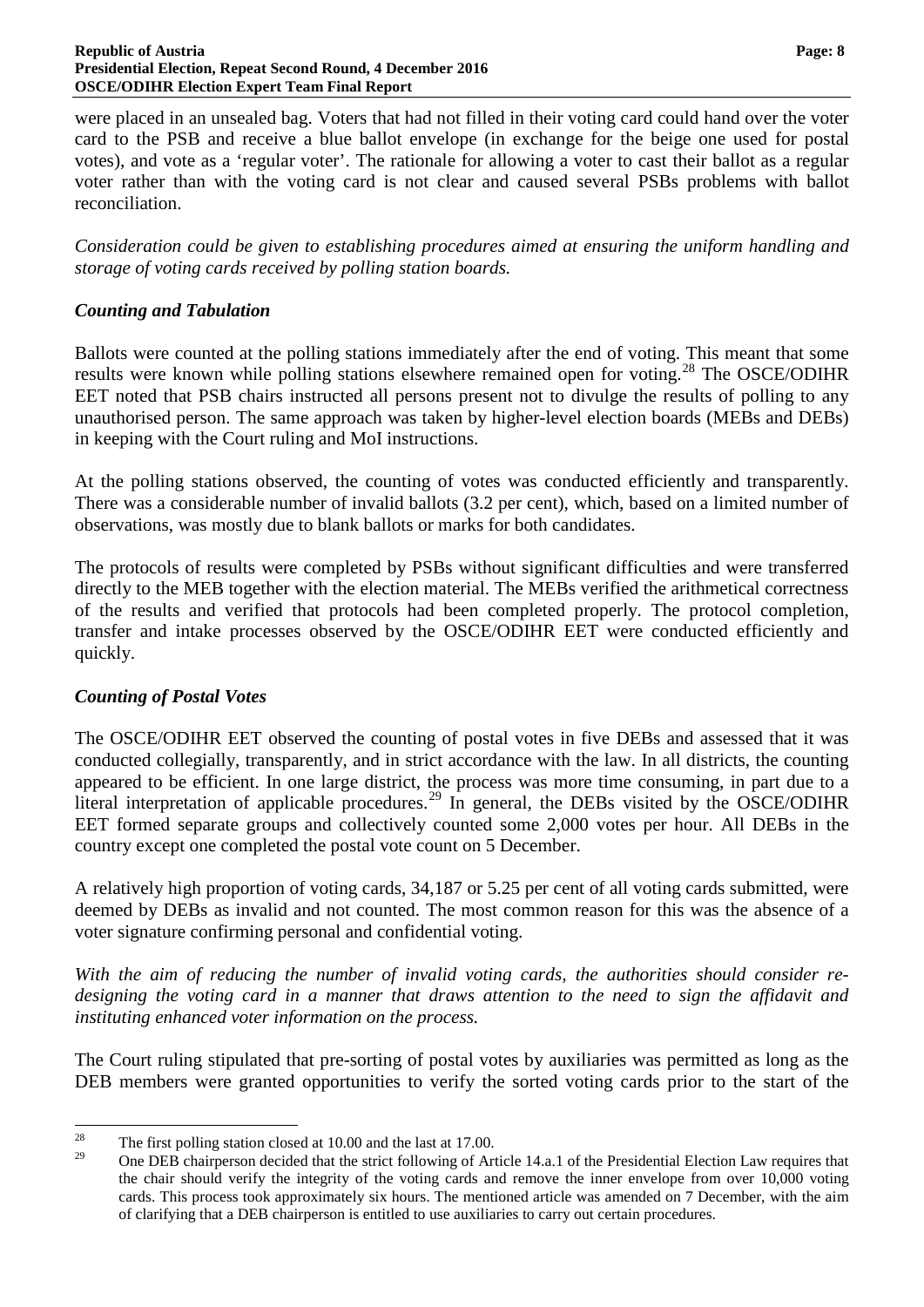were placed in an unsealed bag. Voters that had not filled in their voting card could hand over the voter card to the PSB and receive a blue ballot envelope (in exchange for the beige one used for postal votes), and vote as a 'regular voter'. The rationale for allowing a voter to cast their ballot as a regular voter rather than with the voting card is not clear and caused several PSBs problems with ballot reconciliation.

*Consideration could be given to establishing procedures aimed at ensuring the uniform handling and storage of voting cards received by polling station boards.*

### *Counting and Tabulation*

Ballots were counted at the polling stations immediately after the end of voting. This meant that some results were known while polling stations elsewhere remained open for voting.[28] The OSCE/ODIHR EET noted that PSB chairs instructed all persons present not to divulge the results of polling to any unauthorised person. The same approach was taken by higher-level election boards (MEBs and DEBs) in keeping with the Court ruling and MoI instructions.

At the polling stations observed, the counting of votes was conducted efficiently and transparently. There was a considerable number of invalid ballots (3.2 per cent), which, based on a limited number of observations, was mostly due to blank ballots or marks for both candidates.

The protocols of results were completed by PSBs without significant difficulties and were transferred directly to the MEB together with the election material. The MEBs verified the arithmetical correctness of the results and verified that protocols had been completed properly. The protocol completion, transfer and intake processes observed by the OSCE/ODIHR EET were conducted efficiently and quickly.

### *Counting of Postal Votes*

The OSCE/ODIHR EET observed the counting of postal votes in five DEBs and assessed that it was conducted collegially, transparently, and in strict accordance with the law. In all districts, the counting appeared to be efficient. In one large district, the process was more time consuming, in part due to a literal interpretation of applicable procedures.[29] In general, the DEBs visited by the OSCE/ODIHR EET formed separate groups and collectively counted some 2,000 votes per hour. All DEBs in the country except one completed the postal vote count on 5 December.

A relatively high proportion of voting cards, 34,187 or 5.25 per cent of all voting cards submitted, were deemed by DEBs as invalid and not counted. The most common reason for this was the absence of a voter signature confirming personal and confidential voting.

*With the aim of reducing the number of invalid voting cards, the authorities should consider re-designing the voting card in a manner that draws attention to the need to sign the affidavit and instituting enhanced voter information on the process.*

The Court ruling stipulated that pre-sorting of postal votes by auxiliaries was permitted as long as the DEB members were granted opportunities to verify the sorted voting cards prior to the start of the

---

[28] The first polling station closed at 10.00 and the last at 17.00.

[29] One DEB chairperson decided that the strict following of Article 14.a.1 of the Presidential Election Law requires that the chair should verify the integrity of the voting cards and remove the inner envelope from over 10,000 voting cards. This process took approximately six hours. The mentioned article was amended on 7 December, with the aim of clarifying that a DEB chairperson is entitled to use auxiliaries to carry out certain procedures.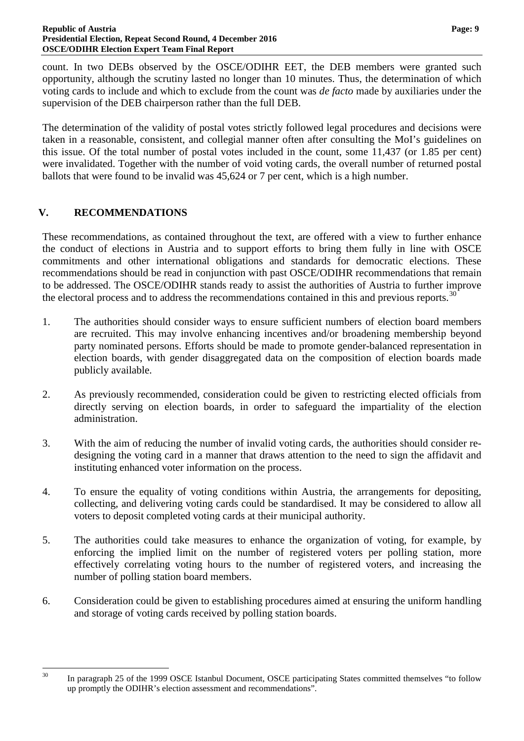count. In two DEBs observed by the OSCE/ODIHR EET, the DEB members were granted such opportunity, although the scrutiny lasted no longer than 10 minutes. Thus, the determination of which voting cards to include and which to exclude from the count was *de facto* made by auxiliaries under the supervision of the DEB chairperson rather than the full DEB.

The determination of the validity of postal votes strictly followed legal procedures and decisions were taken in a reasonable, consistent, and collegial manner often after consulting the MoI's guidelines on this issue. Of the total number of postal votes included in the count, some 11,437 (or 1.85 per cent) were invalidated. Together with the number of void voting cards, the overall number of returned postal ballots that were found to be invalid was 45,624 or 7 per cent, which is a high number.

## V. RECOMMENDATIONS

These recommendations, as contained throughout the text, are offered with a view to further enhance the conduct of elections in Austria and to support efforts to bring them fully in line with OSCE commitments and other international obligations and standards for democratic elections. These recommendations should be read in conjunction with past OSCE/ODIHR recommendations that remain to be addressed. The OSCE/ODIHR stands ready to assist the authorities of Austria to further improve the electoral process and to address the recommendations contained in this and previous reports.[30]

1. The authorities should consider ways to ensure sufficient numbers of election board members are recruited. This may involve enhancing incentives and/or broadening membership beyond party nominated persons. Efforts should be made to promote gender-balanced representation in election boards, with gender disaggregated data on the composition of election boards made publicly available.

2. As previously recommended, consideration could be given to restricting elected officials from directly serving on election boards, in order to safeguard the impartiality of the election administration.

3. With the aim of reducing the number of invalid voting cards, the authorities should consider re-designing the voting card in a manner that draws attention to the need to sign the affidavit and instituting enhanced voter information on the process.

4. To ensure the equality of voting conditions within Austria, the arrangements for depositing, collecting, and delivering voting cards could be standardised. It may be considered to allow all voters to deposit completed voting cards at their municipal authority.

5. The authorities could take measures to enhance the organization of voting, for example, by enforcing the implied limit on the number of registered voters per polling station, more effectively correlating voting hours to the number of registered voters, and increasing the number of polling station board members.

6. Consideration could be given to establishing procedures aimed at ensuring the uniform handling and storage of voting cards received by polling station boards.

[30] In paragraph 25 of the 1999 OSCE Istanbul Document, OSCE participating States committed themselves "to follow up promptly the ODIHR's election assessment and recommendations".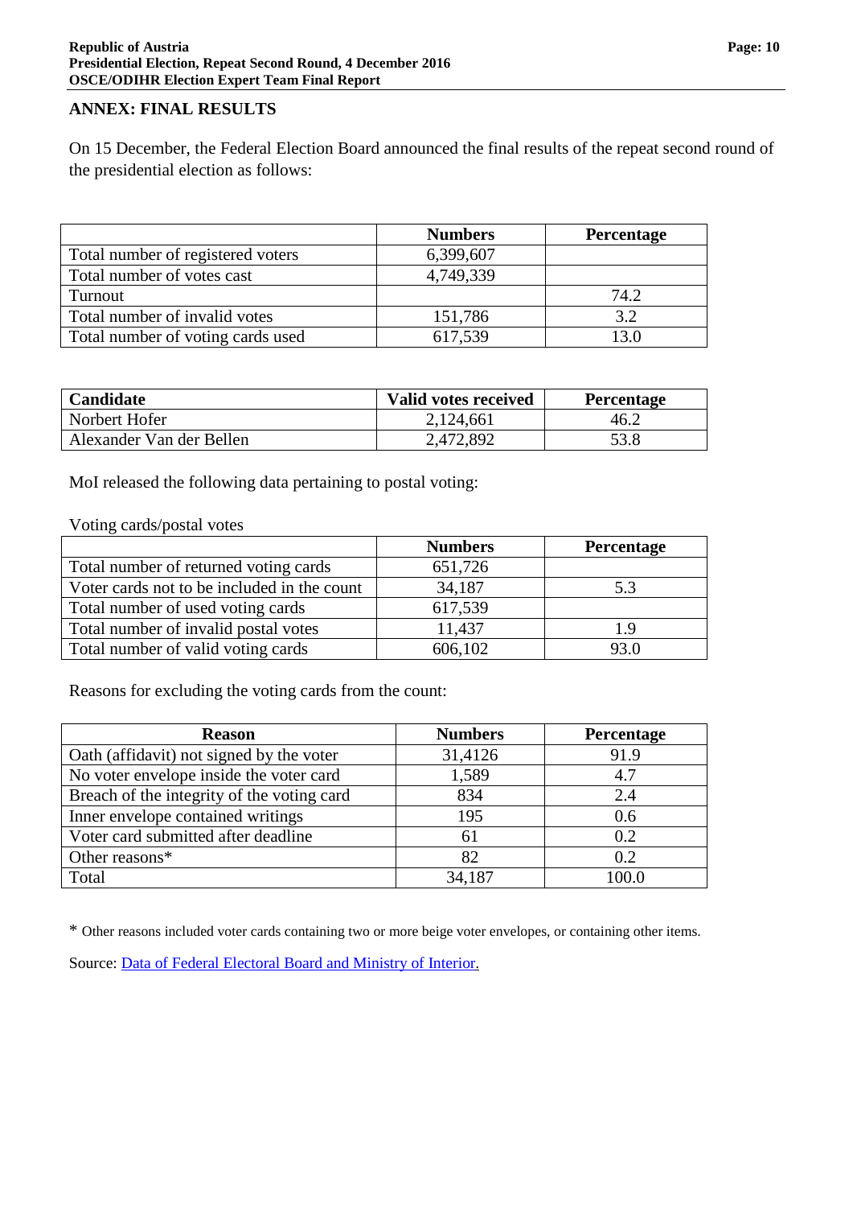## ANNEX: FINAL RESULTS

On 15 December, the Federal Election Board announced the final results of the repeat second round of the presidential election as follows:

| | Numbers | Percentage |
|---|---|---|
| Total number of registered voters | 6,399,607 | |
| Total number of votes cast | 4,749,339 | |
| Turnout | | 74.2 |
| Total number of invalid votes | 151,786 | 3.2 |
| Total number of voting cards used | 617,539 | 13.0 |

| Candidate | Valid votes received | Percentage |
|---|---|---|
| Norbert Hofer | 2,124,661 | 46.2 |
| Alexander Van der Bellen | 2,472,892 | 53.8 |

MoI released the following data pertaining to postal voting:

Voting cards/postal votes

| | Numbers | Percentage |
|---|---|---|
| Total number of returned voting cards | 651,726 | |
| Voter cards not to be included in the count | 34,187 | 5.3 |
| Total number of used voting cards | 617,539 | |
| Total number of invalid postal votes | 11,437 | 1.9 |
| Total number of valid voting cards | 606,102 | 93.0 |

Reasons for excluding the voting cards from the count:

| Reason | Numbers | Percentage |
|---|---|---|
| Oath (affidavit) not signed by the voter | 31,4126 | 91.9 |
| No voter envelope inside the voter card | 1,589 | 4.7 |
| Breach of the integrity of the voting card | 834 | 2.4 |
| Inner envelope contained writings | 195 | 0.6 |
| Voter card submitted after deadline | 61 | 0.2 |
| Other reasons* | 82 | 0.2 |
| Total | 34,187 | 100.0 |

* Other reasons included voter cards containing two or more beige voter envelopes, or containing other items.

Source: Data of Federal Electoral Board and Ministry of Interior.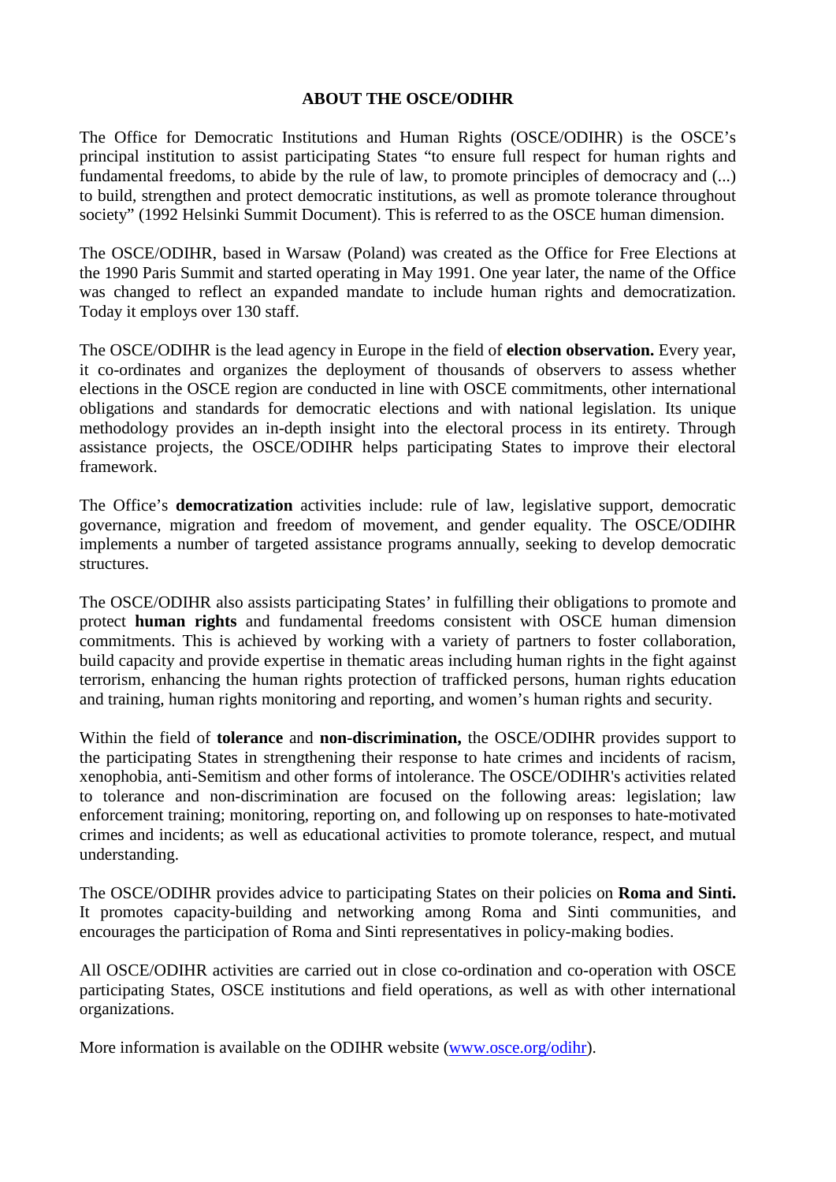# ABOUT THE OSCE/ODIHR

The Office for Democratic Institutions and Human Rights (OSCE/ODIHR) is the OSCE's principal institution to assist participating States "to ensure full respect for human rights and fundamental freedoms, to abide by the rule of law, to promote principles of democracy and (...) to build, strengthen and protect democratic institutions, as well as promote tolerance throughout society" (1992 Helsinki Summit Document). This is referred to as the OSCE human dimension.

The OSCE/ODIHR, based in Warsaw (Poland) was created as the Office for Free Elections at the 1990 Paris Summit and started operating in May 1991. One year later, the name of the Office was changed to reflect an expanded mandate to include human rights and democratization. Today it employs over 130 staff.

The OSCE/ODIHR is the lead agency in Europe in the field of **election observation.** Every year, it co-ordinates and organizes the deployment of thousands of observers to assess whether elections in the OSCE region are conducted in line with OSCE commitments, other international obligations and standards for democratic elections and with national legislation. Its unique methodology provides an in-depth insight into the electoral process in its entirety. Through assistance projects, the OSCE/ODIHR helps participating States to improve their electoral framework.

The Office's **democratization** activities include: rule of law, legislative support, democratic governance, migration and freedom of movement, and gender equality. The OSCE/ODIHR implements a number of targeted assistance programs annually, seeking to develop democratic structures.

The OSCE/ODIHR also assists participating States' in fulfilling their obligations to promote and protect **human rights** and fundamental freedoms consistent with OSCE human dimension commitments. This is achieved by working with a variety of partners to foster collaboration, build capacity and provide expertise in thematic areas including human rights in the fight against terrorism, enhancing the human rights protection of trafficked persons, human rights education and training, human rights monitoring and reporting, and women's human rights and security.

Within the field of **tolerance** and **non-discrimination,** the OSCE/ODIHR provides support to the participating States in strengthening their response to hate crimes and incidents of racism, xenophobia, anti-Semitism and other forms of intolerance. The OSCE/ODIHR's activities related to tolerance and non-discrimination are focused on the following areas: legislation; law enforcement training; monitoring, reporting on, and following up on responses to hate-motivated crimes and incidents; as well as educational activities to promote tolerance, respect, and mutual understanding.

The OSCE/ODIHR provides advice to participating States on their policies on **Roma and Sinti.** It promotes capacity-building and networking among Roma and Sinti communities, and encourages the participation of Roma and Sinti representatives in policy-making bodies.

All OSCE/ODIHR activities are carried out in close co-ordination and co-operation with OSCE participating States, OSCE institutions and field operations, as well as with other international organizations.

More information is available on the ODIHR website (www.osce.org/odihr).